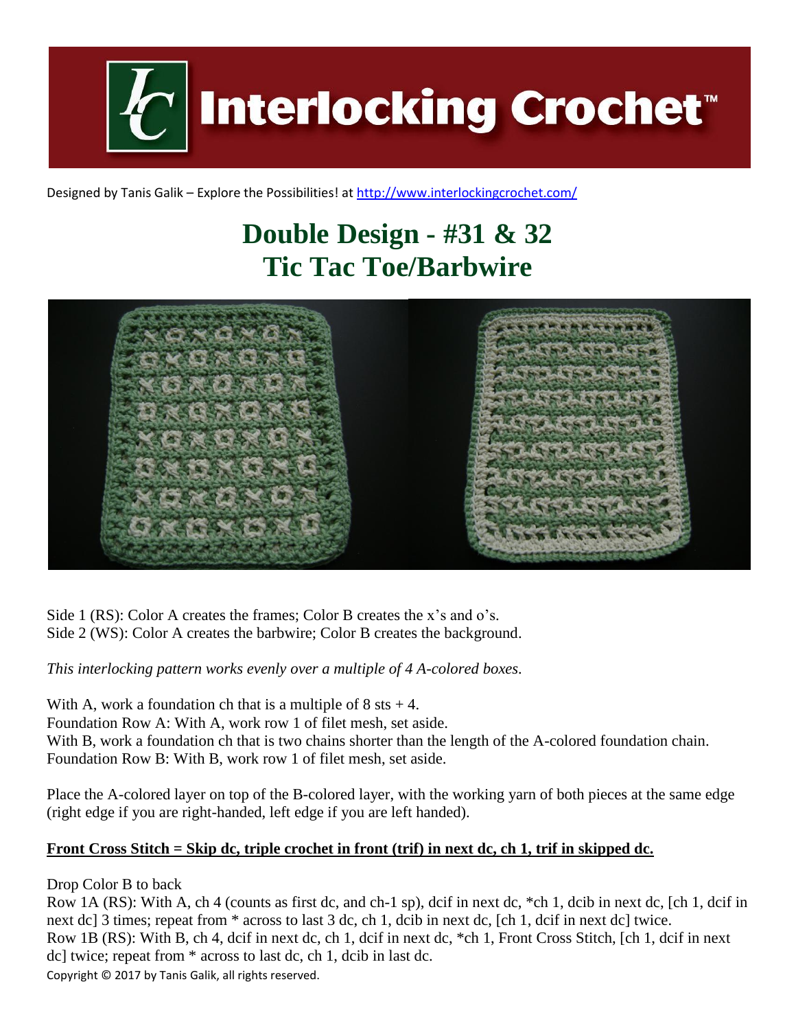# Interlocking Crochet™

Designed by Tanis Galik – Explore the Possibilities! at http://www.interlockingcrochet.com/

## Double Design - #31 & 32
## Tic Tac Toe/Barbwire

Side 1 (RS): Color A creates the frames; Color B creates the x's and o's.
Side 2 (WS): Color A creates the barbwire; Color B creates the background.

*This interlocking pattern works evenly over a multiple of 4 A-colored boxes.*

With A, work a foundation ch that is a multiple of 8 sts + 4.
Foundation Row A: With A, work row 1 of filet mesh, set aside.
With B, work a foundation ch that is two chains shorter than the length of the A-colored foundation chain.
Foundation Row B: With B, work row 1 of filet mesh, set aside.

Place the A-colored layer on top of the B-colored layer, with the working yarn of both pieces at the same edge (right edge if you are right-handed, left edge if you are left handed).

**Front Cross Stitch = Skip dc, triple crochet in front (trif) in next dc, ch 1, trif in skipped dc.**

Drop Color B to back
Row 1A (RS): With A, ch 4 (counts as first dc, and ch-1 sp), dcif in next dc, *ch 1, dcib in next dc, [ch 1, dcif in next dc] 3 times; repeat from * across to last 3 dc, ch 1, dcib in next dc, [ch 1, dcif in next dc] twice.
Row 1B (RS): With B, ch 4, dcif in next dc, ch 1, dcif in next dc, *ch 1, Front Cross Stitch, [ch 1, dcif in next dc] twice; repeat from * across to last dc, ch 1, dcib in last dc.

Copyright © 2017 by Tanis Galik, all rights reserved.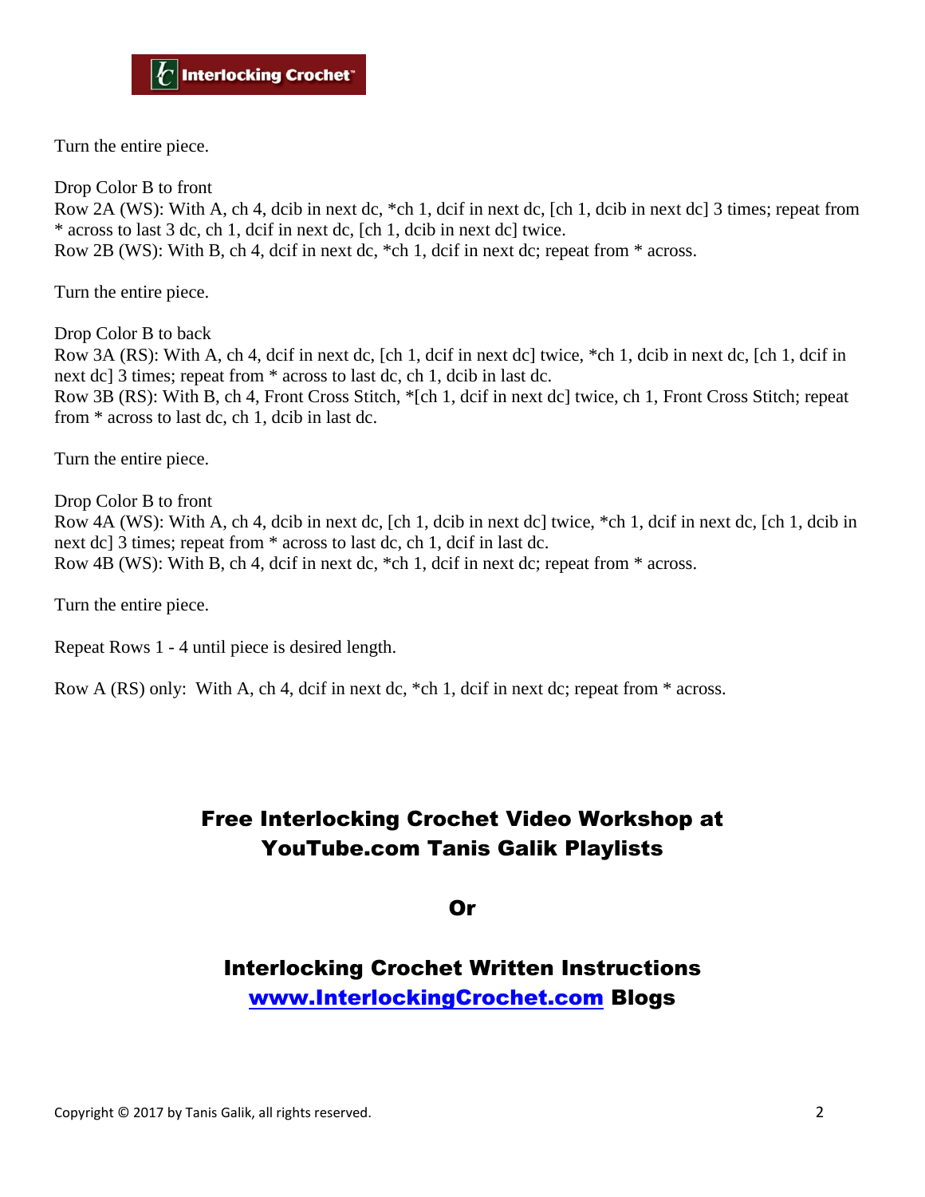Turn the entire piece.

Drop Color B to front
Row 2A (WS): With A, ch 4, dcib in next dc, *ch 1, dcif in next dc, [ch 1, dcib in next dc] 3 times; repeat from * across to last 3 dc, ch 1, dcif in next dc, [ch 1, dcib in next dc] twice.
Row 2B (WS): With B, ch 4, dcif in next dc, *ch 1, dcif in next dc; repeat from * across.

Turn the entire piece.

Drop Color B to back
Row 3A (RS): With A, ch 4, dcif in next dc, [ch 1, dcif in next dc] twice, *ch 1, dcib in next dc, [ch 1, dcif in next dc] 3 times; repeat from * across to last dc, ch 1, dcib in last dc.
Row 3B (RS): With B, ch 4, Front Cross Stitch, *[ch 1, dcif in next dc] twice, ch 1, Front Cross Stitch; repeat from * across to last dc, ch 1, dcib in last dc.

Turn the entire piece.

Drop Color B to front
Row 4A (WS): With A, ch 4, dcib in next dc, [ch 1, dcib in next dc] twice, *ch 1, dcif in next dc, [ch 1, dcib in next dc] 3 times; repeat from * across to last dc, ch 1, dcif in last dc.
Row 4B (WS): With B, ch 4, dcif in next dc, *ch 1, dcif in next dc; repeat from * across.

Turn the entire piece.

Repeat Rows 1 - 4 until piece is desired length.

Row A (RS) only: With A, ch 4, dcif in next dc, *ch 1, dcif in next dc; repeat from * across.

**Free Interlocking Crochet Video Workshop at YouTube.com Tanis Galik Playlists**

**Or**

**Interlocking Crochet Written Instructions [www.InterlockingCrochet.com](http://www.InterlockingCrochet.com) Blogs**

Copyright © 2017 by Tanis Galik, all rights reserved.